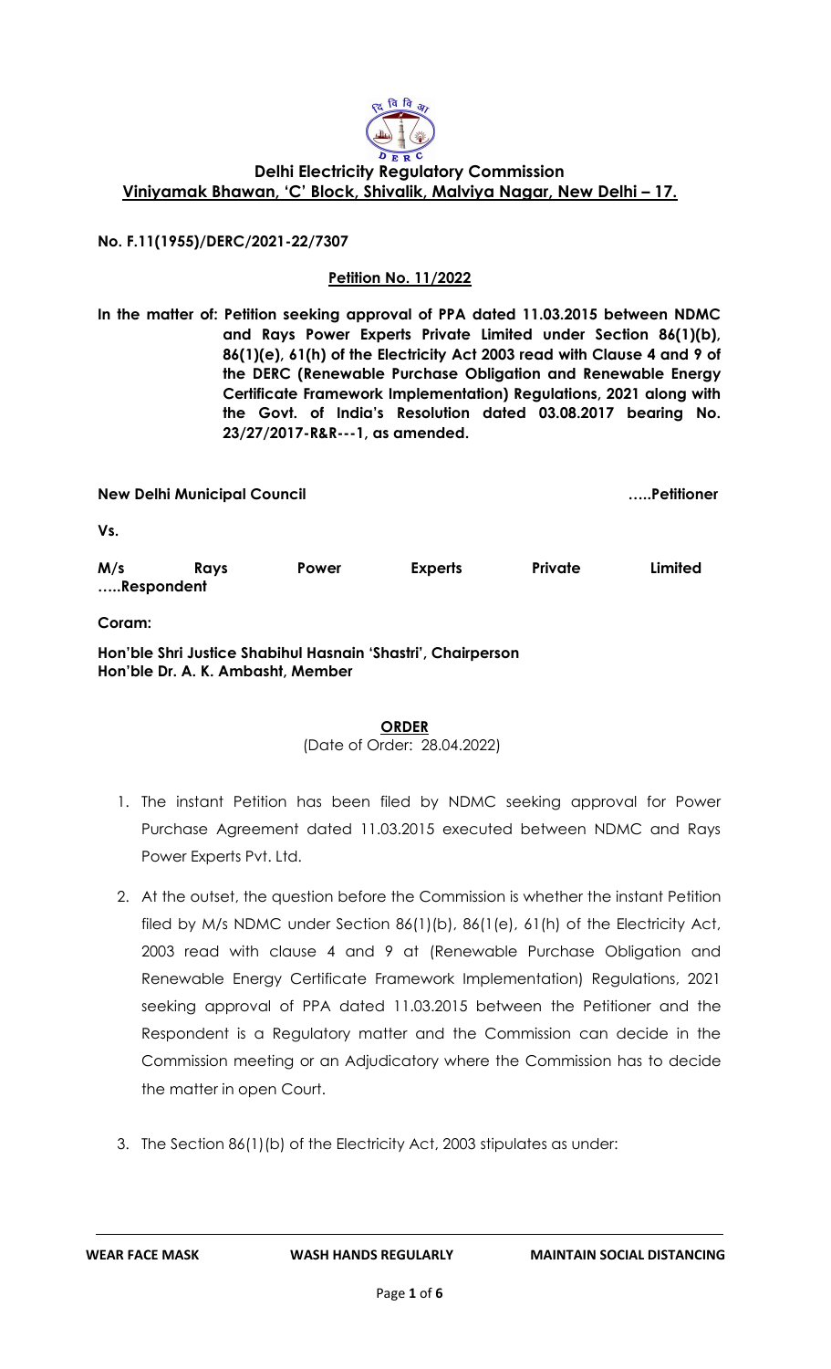**Delhi Electricity Regulatory Commission**
**Viniyamak Bhawan, 'C' Block, Shivalik, Malviya Nagar, New Delhi – 17.**

**No. F.11(1955)/DERC/2021-22/7307**

**Petition No. 11/2022**

**In the matter of: Petition seeking approval of PPA dated 11.03.2015 between NDMC and Rays Power Experts Private Limited under Section 86(1)(b), 86(1)(e), 61(h) of the Electricity Act 2003 read with Clause 4 and 9 of the DERC (Renewable Purchase Obligation and Renewable Energy Certificate Framework Implementation) Regulations, 2021 along with the Govt. of India's Resolution dated 03.08.2017 bearing No. 23/27/2017-R&R---1, as amended.**

**New Delhi Municipal Council** **…..Petitioner**

**Vs.**

**M/s Rays Power Experts Private Limited …..Respondent**

**Coram:**

**Hon'ble Shri Justice Shabihul Hasnain 'Shastri', Chairperson**
**Hon'ble Dr. A. K. Ambasht, Member**

**ORDER**

(Date of Order: 28.04.2022)

1. The instant Petition has been filed by NDMC seeking approval for Power Purchase Agreement dated 11.03.2015 executed between NDMC and Rays Power Experts Pvt. Ltd.

2. At the outset, the question before the Commission is whether the instant Petition filed by M/s NDMC under Section 86(1)(b), 86(1(e), 61(h) of the Electricity Act, 2003 read with clause 4 and 9 at (Renewable Purchase Obligation and Renewable Energy Certificate Framework Implementation) Regulations, 2021 seeking approval of PPA dated 11.03.2015 between the Petitioner and the Respondent is a Regulatory matter and the Commission can decide in the Commission meeting or an Adjudicatory where the Commission has to decide the matter in open Court.

3. The Section 86(1)(b) of the Electricity Act, 2003 stipulates as under:

WEAR FACE MASK WASH HANDS REGULARLY MAINTAIN SOCIAL DISTANCING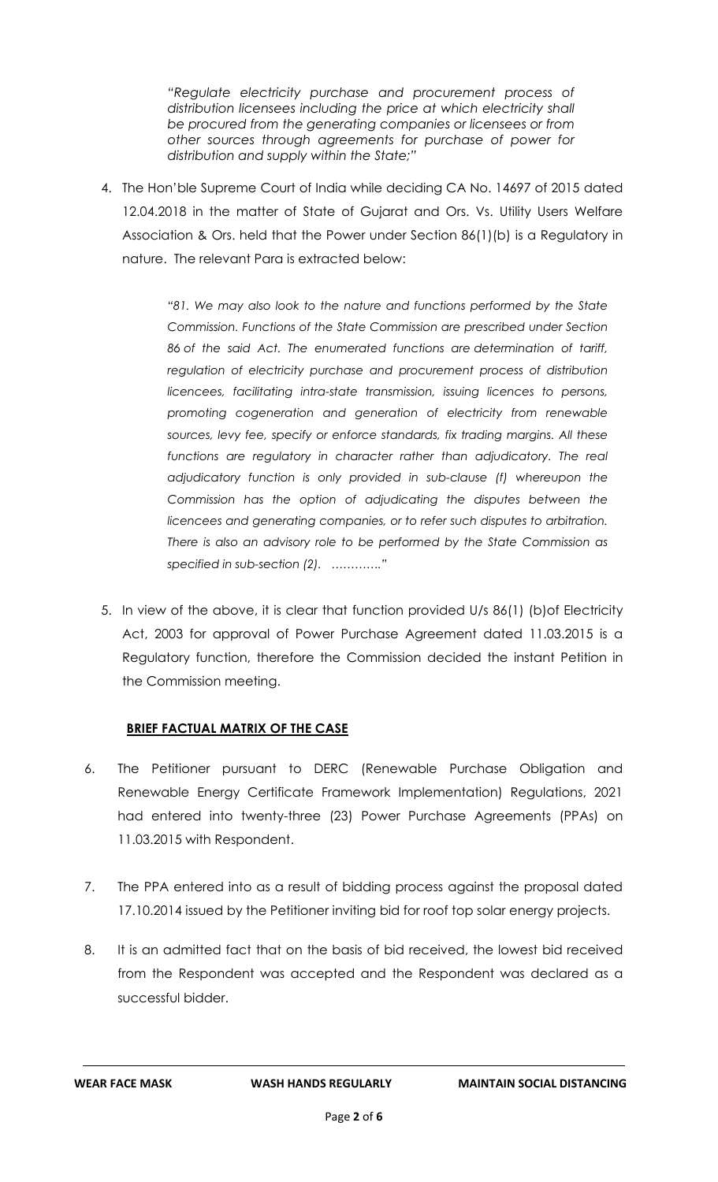*"Regulate electricity purchase and procurement process of distribution licensees including the price at which electricity shall be procured from the generating companies or licensees or from other sources through agreements for purchase of power for distribution and supply within the State;"*

4. The Hon'ble Supreme Court of India while deciding CA No. 14697 of 2015 dated 12.04.2018 in the matter of State of Gujarat and Ors. Vs. Utility Users Welfare Association & Ors. held that the Power under Section 86(1)(b) is a Regulatory in nature. The relevant Para is extracted below:

   > *"81. We may also look to the nature and functions performed by the State Commission. Functions of the State Commission are prescribed under Section 86 of the said Act. The enumerated functions are determination of tariff, regulation of electricity purchase and procurement process of distribution licencees, facilitating intra-state transmission, issuing licences to persons, promoting cogeneration and generation of electricity from renewable sources, levy fee, specify or enforce standards, fix trading margins. All these functions are regulatory in character rather than adjudicatory. The real adjudicatory function is only provided in sub-clause (f) whereupon the Commission has the option of adjudicating the disputes between the licencees and generating companies, or to refer such disputes to arbitration. There is also an advisory role to be performed by the State Commission as specified in sub-section (2). …………"*

5. In view of the above, it is clear that function provided U/s 86(1) (b)of Electricity Act, 2003 for approval of Power Purchase Agreement dated 11.03.2015 is a Regulatory function, therefore the Commission decided the instant Petition in the Commission meeting.

**BRIEF FACTUAL MATRIX OF THE CASE**

6. The Petitioner pursuant to DERC (Renewable Purchase Obligation and Renewable Energy Certificate Framework Implementation) Regulations, 2021 had entered into twenty-three (23) Power Purchase Agreements (PPAs) on 11.03.2015 with Respondent.

7. The PPA entered into as a result of bidding process against the proposal dated 17.10.2014 issued by the Petitioner inviting bid for roof top solar energy projects.

8. It is an admitted fact that on the basis of bid received, the lowest bid received from the Respondent was accepted and the Respondent was declared as a successful bidder.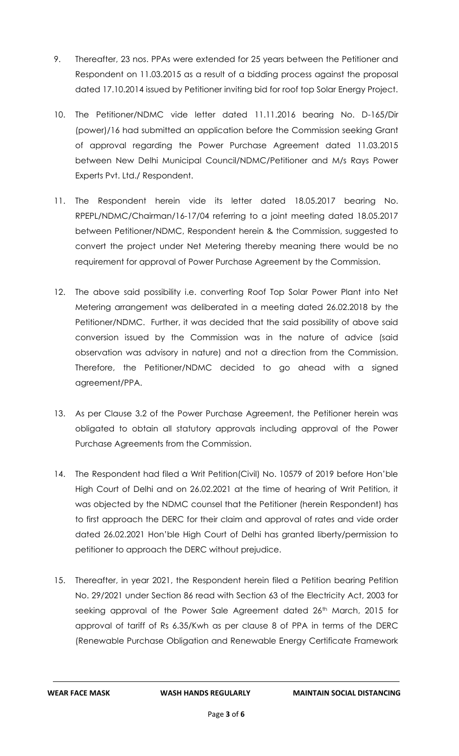9. Thereafter, 23 nos. PPAs were extended for 25 years between the Petitioner and Respondent on 11.03.2015 as a result of a bidding process against the proposal dated 17.10.2014 issued by Petitioner inviting bid for roof top Solar Energy Project.

10. The Petitioner/NDMC vide letter dated 11.11.2016 bearing No. D-165/Dir (power)/16 had submitted an application before the Commission seeking Grant of approval regarding the Power Purchase Agreement dated 11.03.2015 between New Delhi Municipal Council/NDMC/Petitioner and M/s Rays Power Experts Pvt. Ltd./ Respondent.

11. The Respondent herein vide its letter dated 18.05.2017 bearing No. RPEPL/NDMC/Chairman/16-17/04 referring to a joint meeting dated 18.05.2017 between Petitioner/NDMC, Respondent herein & the Commission, suggested to convert the project under Net Metering thereby meaning there would be no requirement for approval of Power Purchase Agreement by the Commission.

12. The above said possibility i.e. converting Roof Top Solar Power Plant into Net Metering arrangement was deliberated in a meeting dated 26.02.2018 by the Petitioner/NDMC. Further, it was decided that the said possibility of above said conversion issued by the Commission was in the nature of advice (said observation was advisory in nature) and not a direction from the Commission. Therefore, the Petitioner/NDMC decided to go ahead with a signed agreement/PPA.

13. As per Clause 3.2 of the Power Purchase Agreement, the Petitioner herein was obligated to obtain all statutory approvals including approval of the Power Purchase Agreements from the Commission.

14. The Respondent had filed a Writ Petition(Civil) No. 10579 of 2019 before Hon'ble High Court of Delhi and on 26.02.2021 at the time of hearing of Writ Petition, it was objected by the NDMC counsel that the Petitioner (herein Respondent) has to first approach the DERC for their claim and approval of rates and vide order dated 26.02.2021 Hon'ble High Court of Delhi has granted liberty/permission to petitioner to approach the DERC without prejudice.

15. Thereafter, in year 2021, the Respondent herein filed a Petition bearing Petition No. 29/2021 under Section 86 read with Section 63 of the Electricity Act, 2003 for seeking approval of the Power Sale Agreement dated 26th March, 2015 for approval of tariff of Rs 6.35/Kwh as per clause 8 of PPA in terms of the DERC (Renewable Purchase Obligation and Renewable Energy Certificate Framework

**WEAR FACE MASK** **WASH HANDS REGULARLY** **MAINTAIN SOCIAL DISTANCING**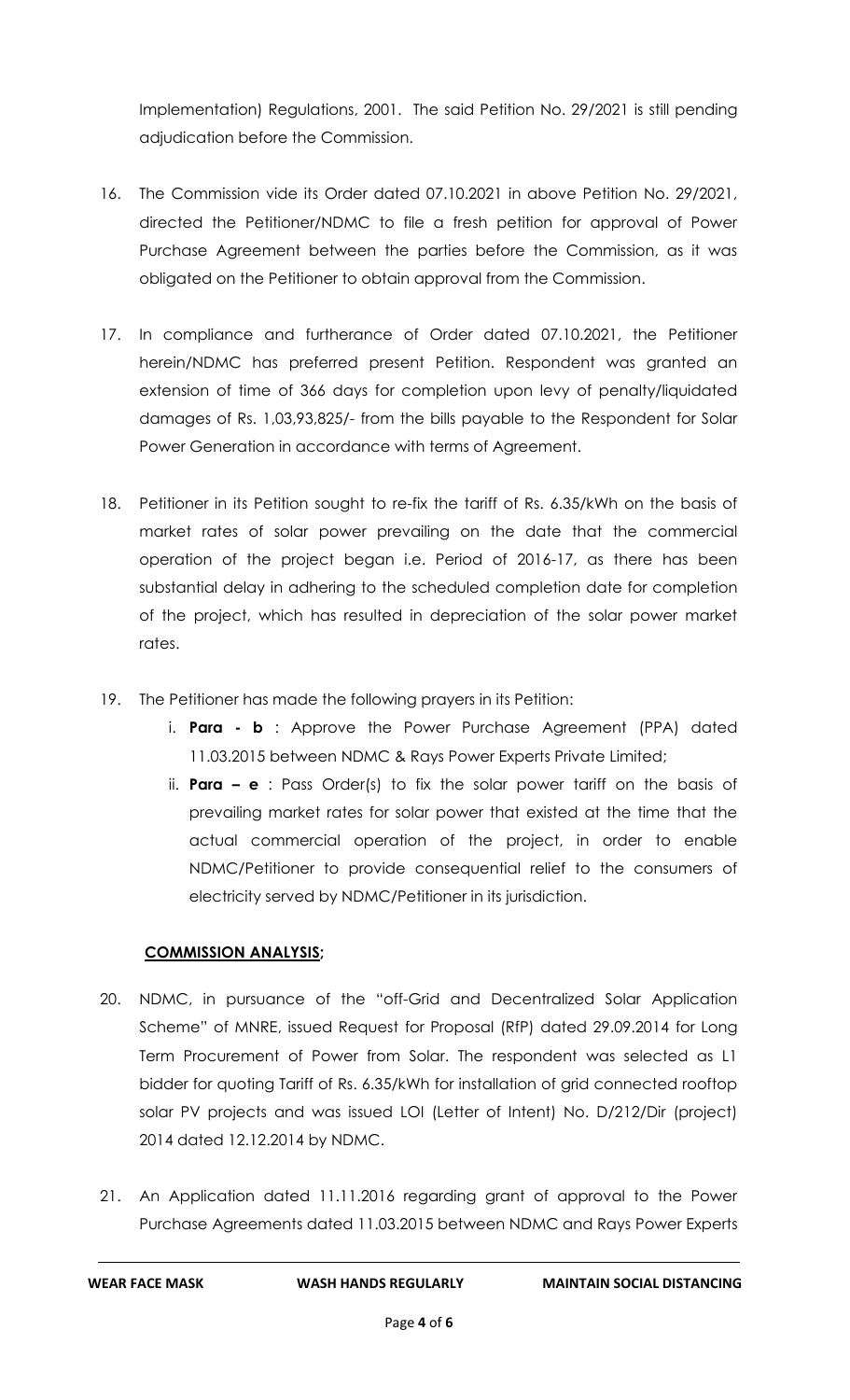Implementation) Regulations, 2001. The said Petition No. 29/2021 is still pending adjudication before the Commission.

16. The Commission vide its Order dated 07.10.2021 in above Petition No. 29/2021, directed the Petitioner/NDMC to file a fresh petition for approval of Power Purchase Agreement between the parties before the Commission, as it was obligated on the Petitioner to obtain approval from the Commission.

17. In compliance and furtherance of Order dated 07.10.2021, the Petitioner herein/NDMC has preferred present Petition. Respondent was granted an extension of time of 366 days for completion upon levy of penalty/liquidated damages of Rs. 1,03,93,825/- from the bills payable to the Respondent for Solar Power Generation in accordance with terms of Agreement.

18. Petitioner in its Petition sought to re-fix the tariff of Rs. 6.35/kWh on the basis of market rates of solar power prevailing on the date that the commercial operation of the project began i.e. Period of 2016-17, as there has been substantial delay in adhering to the scheduled completion date for completion of the project, which has resulted in depreciation of the solar power market rates.

19. The Petitioner has made the following prayers in its Petition:
    i. **Para - b** : Approve the Power Purchase Agreement (PPA) dated 11.03.2015 between NDMC & Rays Power Experts Private Limited;
    ii. **Para – e** : Pass Order(s) to fix the solar power tariff on the basis of prevailing market rates for solar power that existed at the time that the actual commercial operation of the project, in order to enable NDMC/Petitioner to provide consequential relief to the consumers of electricity served by NDMC/Petitioner in its jurisdiction.

**COMMISSION ANALYSIS;**

20. NDMC, in pursuance of the "off-Grid and Decentralized Solar Application Scheme" of MNRE, issued Request for Proposal (RfP) dated 29.09.2014 for Long Term Procurement of Power from Solar. The respondent was selected as L1 bidder for quoting Tariff of Rs. 6.35/kWh for installation of grid connected rooftop solar PV projects and was issued LOI (Letter of Intent) No. D/212/Dir (project) 2014 dated 12.12.2014 by NDMC.

21. An Application dated 11.11.2016 regarding grant of approval to the Power Purchase Agreements dated 11.03.2015 between NDMC and Rays Power Experts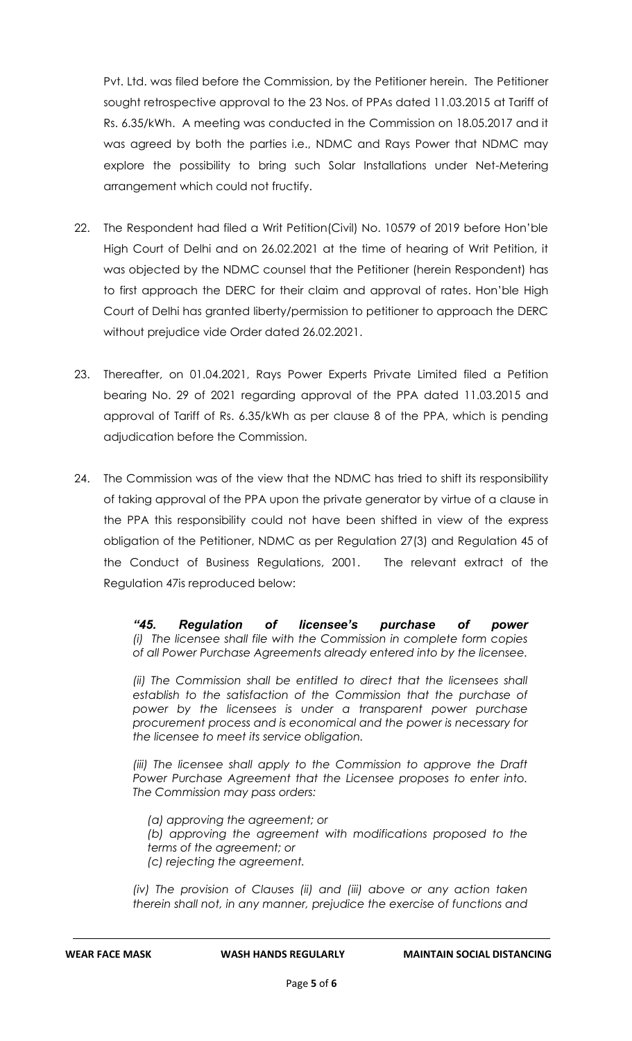Pvt. Ltd. was filed before the Commission, by the Petitioner herein. The Petitioner sought retrospective approval to the 23 Nos. of PPAs dated 11.03.2015 at Tariff of Rs. 6.35/kWh. A meeting was conducted in the Commission on 18.05.2017 and it was agreed by both the parties i.e., NDMC and Rays Power that NDMC may explore the possibility to bring such Solar Installations under Net-Metering arrangement which could not fructify.

22. The Respondent had filed a Writ Petition(Civil) No. 10579 of 2019 before Hon'ble High Court of Delhi and on 26.02.2021 at the time of hearing of Writ Petition, it was objected by the NDMC counsel that the Petitioner (herein Respondent) has to first approach the DERC for their claim and approval of rates. Hon'ble High Court of Delhi has granted liberty/permission to petitioner to approach the DERC without prejudice vide Order dated 26.02.2021.

23. Thereafter, on 01.04.2021, Rays Power Experts Private Limited filed a Petition bearing No. 29 of 2021 regarding approval of the PPA dated 11.03.2015 and approval of Tariff of Rs. 6.35/kWh as per clause 8 of the PPA, which is pending adjudication before the Commission.

24. The Commission was of the view that the NDMC has tried to shift its responsibility of taking approval of the PPA upon the private generator by virtue of a clause in the PPA this responsibility could not have been shifted in view of the express obligation of the Petitioner, NDMC as per Regulation 27(3) and Regulation 45 of the Conduct of Business Regulations, 2001. The relevant extract of the Regulation 47is reproduced below:

> ***"45. Regulation of licensee's purchase of power***
> *(i) The licensee shall file with the Commission in complete form copies of all Power Purchase Agreements already entered into by the licensee.*
>
> *(ii) The Commission shall be entitled to direct that the licensees shall establish to the satisfaction of the Commission that the purchase of power by the licensees is under a transparent power purchase procurement process and is economical and the power is necessary for the licensee to meet its service obligation.*
>
> *(iii) The licensee shall apply to the Commission to approve the Draft Power Purchase Agreement that the Licensee proposes to enter into. The Commission may pass orders:*
>
> *(a) approving the agreement; or*
> *(b) approving the agreement with modifications proposed to the terms of the agreement; or*
> *(c) rejecting the agreement.*
>
> *(iv) The provision of Clauses (ii) and (iii) above or any action taken therein shall not, in any manner, prejudice the exercise of functions and*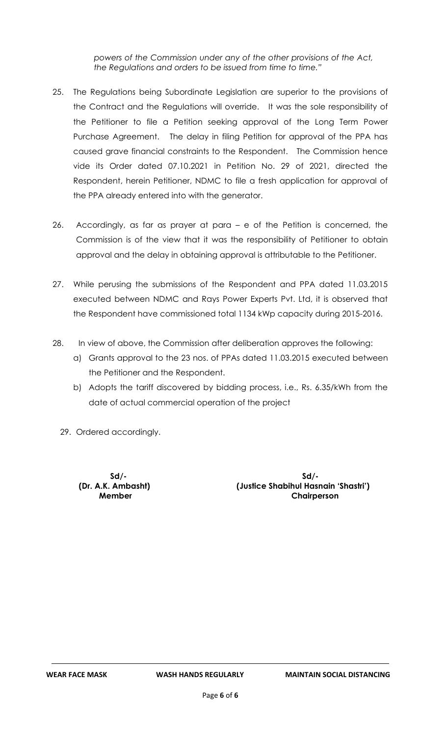*powers of the Commission under any of the other provisions of the Act, the Regulations and orders to be issued from time to time."*

25. The Regulations being Subordinate Legislation are superior to the provisions of the Contract and the Regulations will override. It was the sole responsibility of the Petitioner to file a Petition seeking approval of the Long Term Power Purchase Agreement. The delay in filing Petition for approval of the PPA has caused grave financial constraints to the Respondent. The Commission hence vide its Order dated 07.10.2021 in Petition No. 29 of 2021, directed the Respondent, herein Petitioner, NDMC to file a fresh application for approval of the PPA already entered into with the generator.

26. Accordingly, as far as prayer at para – e of the Petition is concerned, the Commission is of the view that it was the responsibility of Petitioner to obtain approval and the delay in obtaining approval is attributable to the Petitioner.

27. While perusing the submissions of the Respondent and PPA dated 11.03.2015 executed between NDMC and Rays Power Experts Pvt. Ltd, it is observed that the Respondent have commissioned total 1134 kWp capacity during 2015-2016.

28. In view of above, the Commission after deliberation approves the following:
    a) Grants approval to the 23 nos. of PPAs dated 11.03.2015 executed between the Petitioner and the Respondent.
    b) Adopts the tariff discovered by bidding process, i.e., Rs. 6.35/kWh from the date of actual commercial operation of the project

29. Ordered accordingly.

| | |
|---|---|
| **Sd/-** | **Sd/-** |
| **(Dr. A.K. Ambasht)** | **(Justice Shabihul Hasnain 'Shastri')** |
| **Member** | **Chairperson** |

**WEAR FACE MASK** **WASH HANDS REGULARLY** **MAINTAIN SOCIAL DISTANCING**